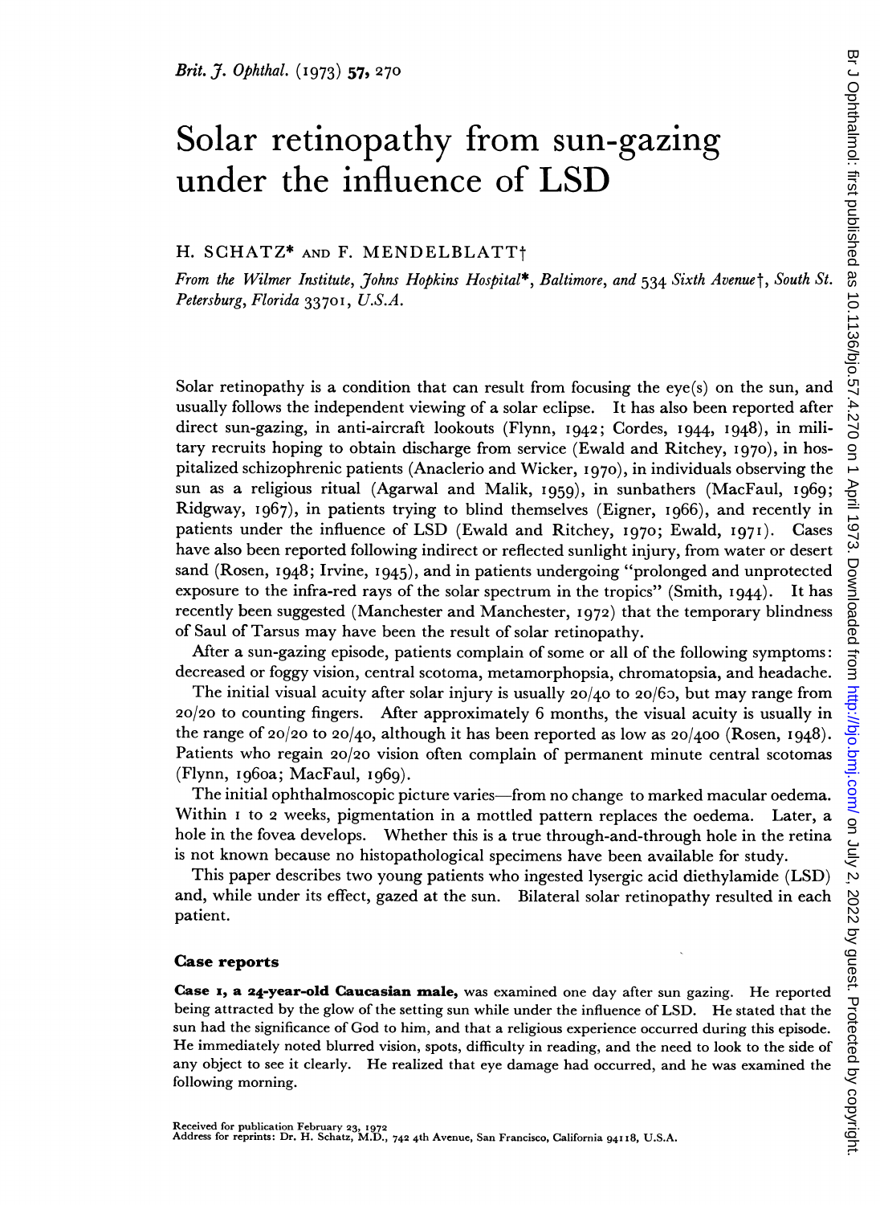# Solar retinopathy from sun-gazing under the influence of LSD

H. SCHATZ* AND F. MENDELBLATT†

*From the Wilmer Institute, Johns Hopkins Hospital\*, Baltimore, and 534 Sixth Avenue†, South St. Petersburg, Florida 33701, U.S.A.*

Solar retinopathy is a condition that can result from focusing the eye(s) on the sun, and usually follows the independent viewing of a solar eclipse. It has also been reported after direct sun-gazing, in anti-aircraft lookouts (Flynn, 1942; Cordes, 1944, 1948), in military recruits hoping to obtain discharge from service (Ewald and Ritchey, 1970), in hospitalized schizophrenic patients (Anaclerio and Wicker, 1970), in individuals observing the sun as a religious ritual (Agarwal and Malik, 1959), in sunbathers (MacFaul, 1969; Ridgway, 1967), in patients trying to blind themselves (Eigner, 1966), and recently in patients under the influence of LSD (Ewald and Ritchey, 1970; Ewald, 1971). Cases have also been reported following indirect or reflected sunlight injury, from water or desert sand (Rosen, 1948; Irvine, 1945), and in patients undergoing "prolonged and unprotected exposure to the infra-red rays of the solar spectrum in the tropics" (Smith, 1944). It has recently been suggested (Manchester and Manchester, 1972) that the temporary blindness of Saul of Tarsus may have been the result of solar retinopathy.

After a sun-gazing episode, patients complain of some or all of the following symptoms: decreased or foggy vision, central scotoma, metamorphopsia, chromatopsia, and headache.

The initial visual acuity after solar injury is usually 20/40 to 20/60, but may range from 20/20 to counting fingers. After approximately 6 months, the visual acuity is usually in the range of 20/20 to 20/40, although it has been reported as low as 20/400 (Rosen, 1948). Patients who regain 20/20 vision often complain of permanent minute central scotomas (Flynn, 1960a; MacFaul, 1969).

The initial ophthalmoscopic picture varies—from no change to marked macular oedema. Within 1 to 2 weeks, pigmentation in a mottled pattern replaces the oedema. Later, a hole in the fovea develops. Whether this is a true through-and-through hole in the retina is not known because no histopathological specimens have been available for study.

This paper describes two young patients who ingested lysergic acid diethylamide (LSD) and, while under its effect, gazed at the sun. Bilateral solar retinopathy resulted in each patient.

## Case reports

**Case 1, a 24-year-old Caucasian male,** was examined one day after sun gazing. He reported being attracted by the glow of the setting sun while under the influence of LSD. He stated that the sun had the significance of God to him, and that a religious experience occurred during this episode. He immediately noted blurred vision, spots, difficulty in reading, and the need to look to the side of any object to see it clearly. He realized that eye damage had occurred, and he was examined the following morning.

Received for publication February 23, 1972
Address for reprints: Dr. H. Schatz, M.D., 742 4th Avenue, San Francisco, California 94118, U.S.A.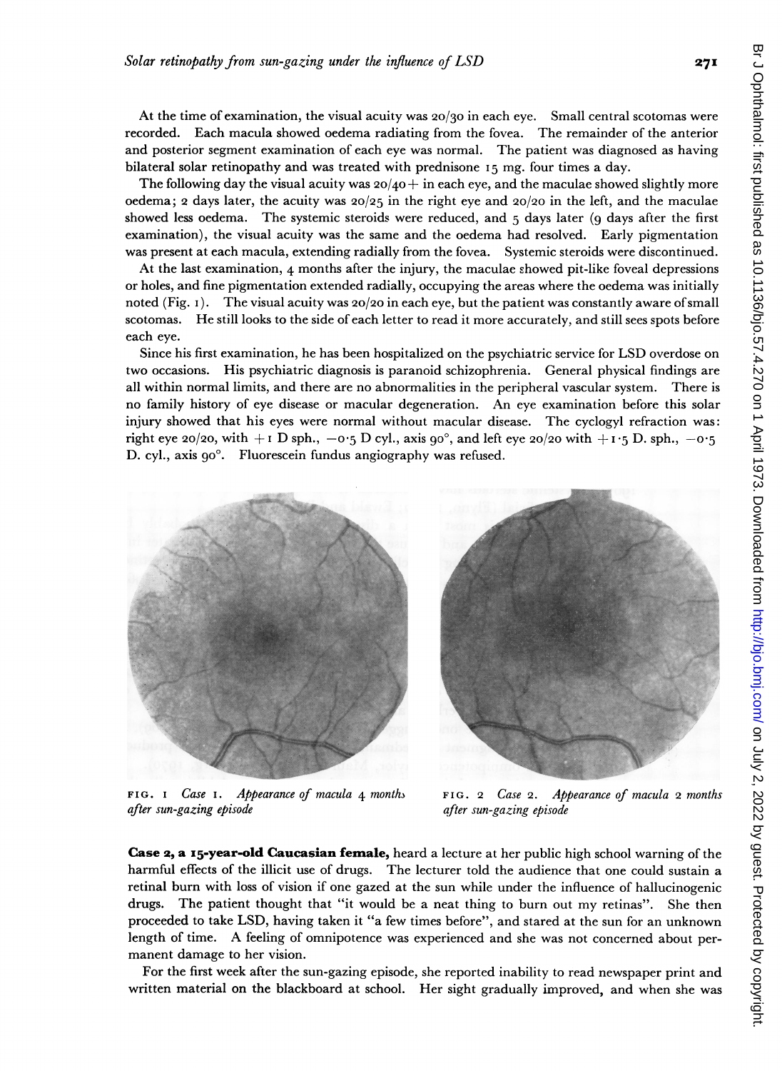At the time of examination, the visual acuity was 20/30 in each eye. Small central scotomas were recorded. Each macula showed oedema radiating from the fovea. The remainder of the anterior and posterior segment examination of each eye was normal. The patient was diagnosed as having bilateral solar retinopathy and was treated with prednisone 15 mg. four times a day.

The following day the visual acuity was 20/40+ in each eye, and the maculae showed slightly more oedema; 2 days later, the acuity was 20/25 in the right eye and 20/20 in the left, and the maculae showed less oedema. The systemic steroids were reduced, and 5 days later (9 days after the first examination), the visual acuity was the same and the oedema had resolved. Early pigmentation was present at each macula, extending radially from the fovea. Systemic steroids were discontinued.

At the last examination, 4 months after the injury, the maculae showed pit-like foveal depressions or holes, and fine pigmentation extended radially, occupying the areas where the oedema was initially noted (Fig. 1). The visual acuity was 20/20 in each eye, but the patient was constantly aware of small scotomas. He still looks to the side of each letter to read it more accurately, and still sees spots before each eye.

Since his first examination, he has been hospitalized on the psychiatric service for LSD overdose on two occasions. His psychiatric diagnosis is paranoid schizophrenia. General physical findings are all within normal limits, and there are no abnormalities in the peripheral vascular system. There is no family history of eye disease or macular degeneration. An eye examination before this solar injury showed that his eyes were normal without macular disease. The cyclogyl refraction was: right eye 20/20, with +1 D sph., −0·5 D cyl., axis 90°, and left eye 20/20 with +1·5 D. sph., −0·5 D. cyl., axis 90°. Fluorescein fundus angiography was refused.

FIG. 1 *Case 1. Appearance of macula 4 months after sun-gazing episode*

FIG. 2 *Case 2. Appearance of macula 2 months after sun-gazing episode*

**Case 2, a 15-year-old Caucasian female,** heard a lecture at her public high school warning of the harmful effects of the illicit use of drugs. The lecturer told the audience that one could sustain a retinal burn with loss of vision if one gazed at the sun while under the influence of hallucinogenic drugs. The patient thought that "it would be a neat thing to burn out my retinas". She then proceeded to take LSD, having taken it "a few times before", and stared at the sun for an unknown length of time. A feeling of omnipotence was experienced and she was not concerned about permanent damage to her vision.

For the first week after the sun-gazing episode, she reported inability to read newspaper print and written material on the blackboard at school. Her sight gradually improved, and when she was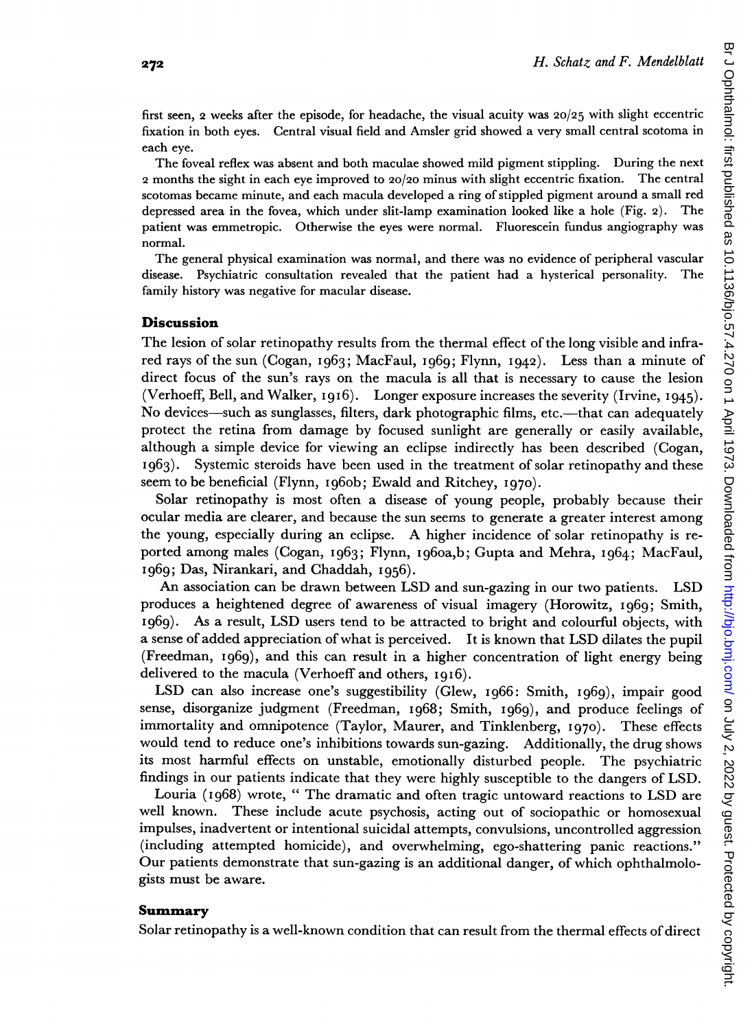first seen, 2 weeks after the episode, for headache, the visual acuity was 20/25 with slight eccentric fixation in both eyes. Central visual field and Amsler grid showed a very small central scotoma in each eye.

The foveal reflex was absent and both maculae showed mild pigment stippling. During the next 2 months the sight in each eye improved to 20/20 minus with slight eccentric fixation. The central scotomas became minute, and each macula developed a ring of stippled pigment around a small red depressed area in the fovea, which under slit-lamp examination looked like a hole (Fig. 2). The patient was emmetropic. Otherwise the eyes were normal. Fluorescein fundus angiography was normal.

The general physical examination was normal, and there was no evidence of peripheral vascular disease. Psychiatric consultation revealed that the patient had a hysterical personality. The family history was negative for macular disease.

## Discussion

The lesion of solar retinopathy results from the thermal effect of the long visible and infrared rays of the sun (Cogan, 1963; MacFaul, 1969; Flynn, 1942). Less than a minute of direct focus of the sun's rays on the macula is all that is necessary to cause the lesion (Verhoeff, Bell, and Walker, 1916). Longer exposure increases the severity (Irvine, 1945). No devices—such as sunglasses, filters, dark photographic films, etc.—that can adequately protect the retina from damage by focused sunlight are generally or easily available, although a simple device for viewing an eclipse indirectly has been described (Cogan, 1963). Systemic steroids have been used in the treatment of solar retinopathy and these seem to be beneficial (Flynn, 1960b; Ewald and Ritchey, 1970).

Solar retinopathy is most often a disease of young people, probably because their ocular media are clearer, and because the sun seems to generate a greater interest among the young, especially during an eclipse. A higher incidence of solar retinopathy is reported among males (Cogan, 1963; Flynn, 1960a,b; Gupta and Mehra, 1964; MacFaul, 1969; Das, Nirankari, and Chaddah, 1956).

An association can be drawn between LSD and sun-gazing in our two patients. LSD produces a heightened degree of awareness of visual imagery (Horowitz, 1969; Smith, 1969). As a result, LSD users tend to be attracted to bright and colourful objects, with a sense of added appreciation of what is perceived. It is known that LSD dilates the pupil (Freedman, 1969), and this can result in a higher concentration of light energy being delivered to the macula (Verhoeff and others, 1916).

LSD can also increase one's suggestibility (Glew, 1966: Smith, 1969), impair good sense, disorganize judgment (Freedman, 1968; Smith, 1969), and produce feelings of immortality and omnipotence (Taylor, Maurer, and Tinklenberg, 1970). These effects would tend to reduce one's inhibitions towards sun-gazing. Additionally, the drug shows its most harmful effects on unstable, emotionally disturbed people. The psychiatric findings in our patients indicate that they were highly susceptible to the dangers of LSD.

Louria (1968) wrote, "The dramatic and often tragic untoward reactions to LSD are well known. These include acute psychosis, acting out of sociopathic or homosexual impulses, inadvertent or intentional suicidal attempts, convulsions, uncontrolled aggression (including attempted homicide), and overwhelming, ego-shattering panic reactions." Our patients demonstrate that sun-gazing is an additional danger, of which ophthalmologists must be aware.

## Summary

Solar retinopathy is a well-known condition that can result from the thermal effects of direct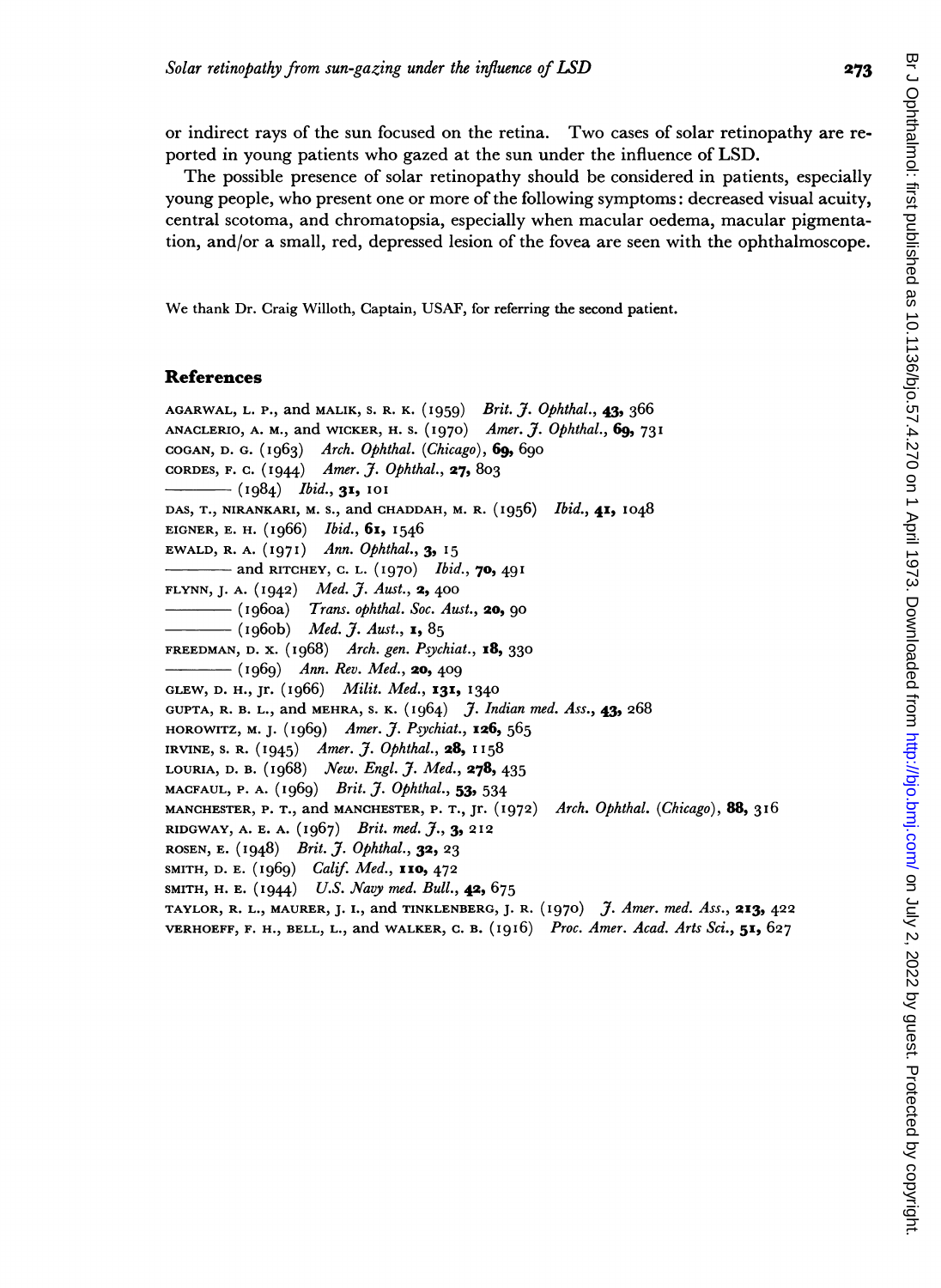or indirect rays of the sun focused on the retina. Two cases of solar retinopathy are reported in young patients who gazed at the sun under the influence of LSD.

The possible presence of solar retinopathy should be considered in patients, especially young people, who present one or more of the following symptoms: decreased visual acuity, central scotoma, and chromatopsia, especially when macular oedema, macular pigmentation, and/or a small, red, depressed lesion of the fovea are seen with the ophthalmoscope.

We thank Dr. Craig Willoth, Captain, USAF, for referring the second patient.

## References

AGARWAL, L. P., and MALIK, S. R. K. (1959) *Brit. J. Ophthal.*, **43**, 366
ANACLERIO, A. M., and WICKER, H. S. (1970) *Amer. J. Ophthal.*, **69**, 731
COGAN, D. G. (1963) *Arch. Ophthal. (Chicago)*, **69**, 690
CORDES, F. C. (1944) *Amer. J. Ophthal.*, **27**, 803
——— (1984) *Ibid.*, **31**, 101
DAS, T., NIRANKARI, M. S., and CHADDAH, M. R. (1956) *Ibid.*, **41**, 1048
EIGNER, E. H. (1966) *Ibid.*, **61**, 1546
EWALD, R. A. (1971) *Ann. Ophthal.*, **3**, 15
——— and RITCHEY, C. L. (1970) *Ibid.*, **70**, 491
FLYNN, J. A. (1942) *Med. J. Aust.*, **2**, 400
——— (1960a) *Trans. ophthal. Soc. Aust.*, **20**, 90
——— (1960b) *Med. J. Aust.*, **1**, 85
FREEDMAN, D. X. (1968) *Arch. gen. Psychiat.*, **18**, 330
——— (1969) *Ann. Rev. Med.*, **20**, 409
GLEW, D. H., Jr. (1966) *Milit. Med.*, **131**, 1340
GUPTA, R. B. L., and MEHRA, S. K. (1964) *J. Indian med. Ass.*, **43**, 268
HOROWITZ, M. J. (1969) *Amer. J. Psychiat.*, **126**, 565
IRVINE, S. R. (1945) *Amer. J. Ophthal.*, **28**, 1158
LOURIA, D. B. (1968) *New. Engl. J. Med.*, **278**, 435
MACFAUL, P. A. (1969) *Brit. J. Ophthal.*, **53**, 534
MANCHESTER, P. T., and MANCHESTER, P. T., Jr. (1972) *Arch. Ophthal. (Chicago)*, **88**, 316
RIDGWAY, A. E. A. (1967) *Brit. med. J.*, **3**, 212
ROSEN, E. (1948) *Brit. J. Ophthal.*, **32**, 23
SMITH, D. E. (1969) *Calif. Med.*, **110**, 472
SMITH, H. E. (1944) *U.S. Navy med. Bull.*, **42**, 675
TAYLOR, R. L., MAURER, J. I., and TINKLENBERG, J. R. (1970) *J. Amer. med. Ass.*, **213**, 422
VERHOEFF, F. H., BELL, L., and WALKER, C. B. (1916) *Proc. Amer. Acad. Arts Sci.*, **51**, 627